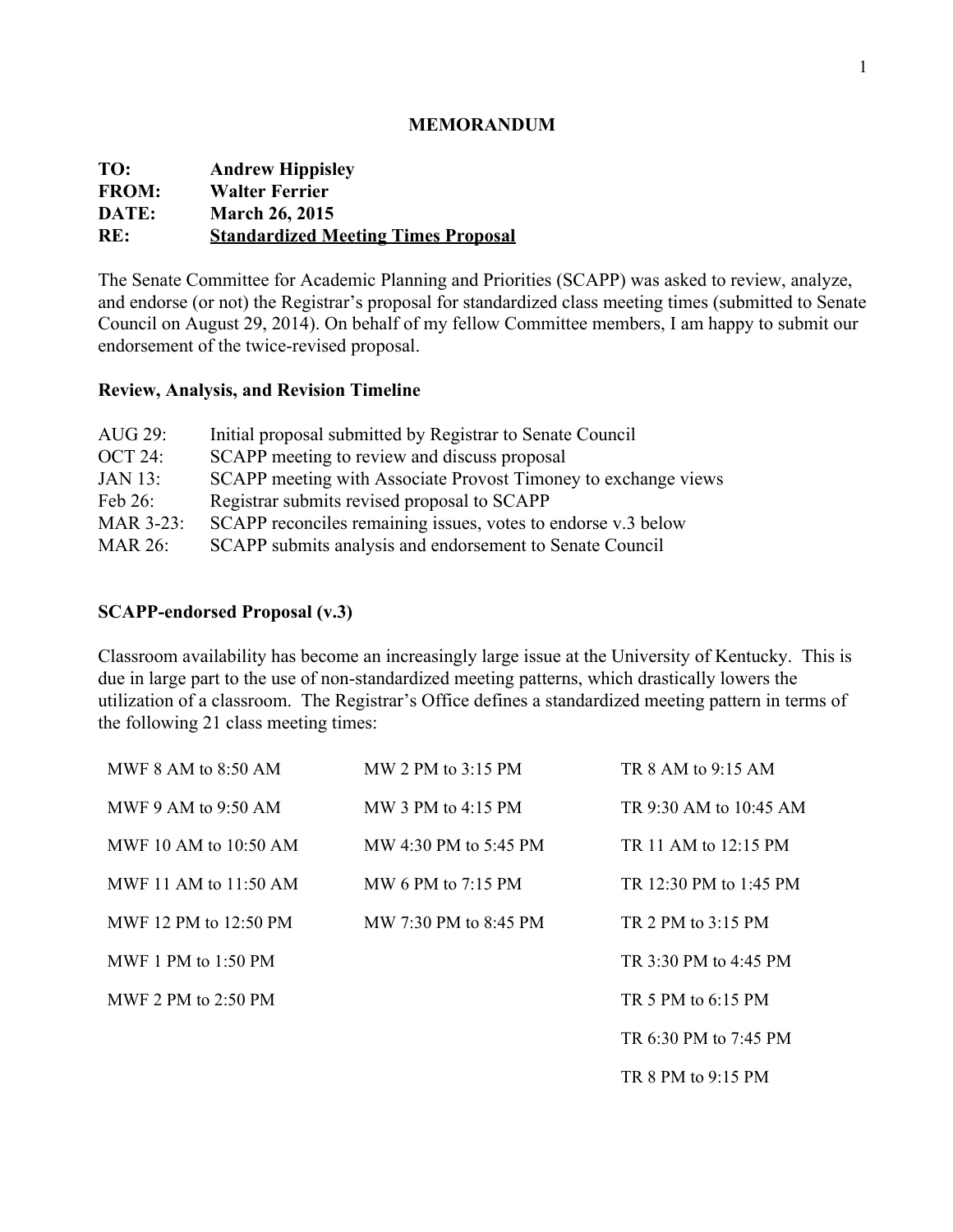**MEMORANDUM**

**TO:** Andrew Hippisley
**FROM:** Walter Ferrier
**DATE:** March 26, 2015
**RE:** **Standardized Meeting Times Proposal**

The Senate Committee for Academic Planning and Priorities (SCAPP) was asked to review, analyze, and endorse (or not) the Registrar's proposal for standardized class meeting times (submitted to Senate Council on August 29, 2014). On behalf of my fellow Committee members, I am happy to submit our endorsement of the twice-revised proposal.

### Review, Analysis, and Revision Timeline

| | |
|---|---|
| AUG 29: | Initial proposal submitted by Registrar to Senate Council |
| OCT 24: | SCAPP meeting to review and discuss proposal |
| JAN 13: | SCAPP meeting with Associate Provost Timoney to exchange views |
| Feb 26: | Registrar submits revised proposal to SCAPP |
| MAR 3-23: | SCAPP reconciles remaining issues, votes to endorse v.3 below |
| MAR 26: | SCAPP submits analysis and endorsement to Senate Council |

### SCAPP-endorsed Proposal (v.3)

Classroom availability has become an increasingly large issue at the University of Kentucky. This is due in large part to the use of non-standardized meeting patterns, which drastically lowers the utilization of a classroom. The Registrar's Office defines a standardized meeting pattern in terms of the following 21 class meeting times:

| | | |
|---|---|---|
| MWF 8 AM to 8:50 AM | MW 2 PM to 3:15 PM | TR 8 AM to 9:15 AM |
| MWF 9 AM to 9:50 AM | MW 3 PM to 4:15 PM | TR 9:30 AM to 10:45 AM |
| MWF 10 AM to 10:50 AM | MW 4:30 PM to 5:45 PM | TR 11 AM to 12:15 PM |
| MWF 11 AM to 11:50 AM | MW 6 PM to 7:15 PM | TR 12:30 PM to 1:45 PM |
| MWF 12 PM to 12:50 PM | MW 7:30 PM to 8:45 PM | TR 2 PM to 3:15 PM |
| MWF 1 PM to 1:50 PM | | TR 3:30 PM to 4:45 PM |
| MWF 2 PM to 2:50 PM | | TR 5 PM to 6:15 PM |
| | | TR 6:30 PM to 7:45 PM |
| | | TR 8 PM to 9:15 PM |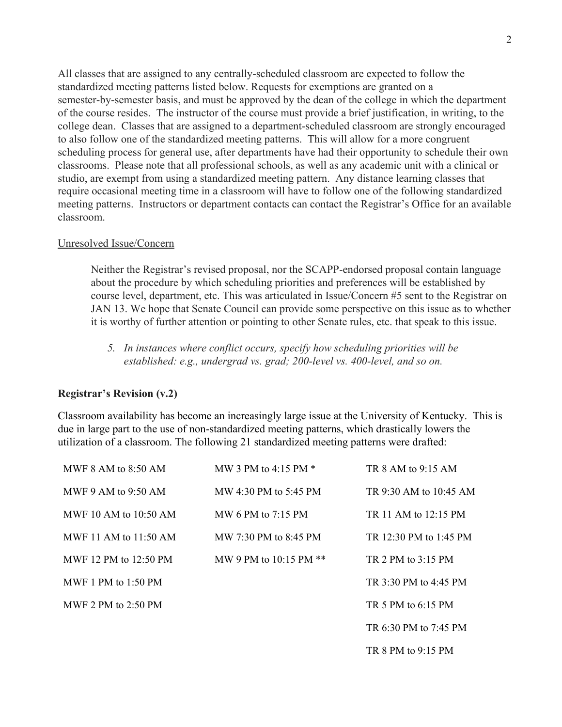All classes that are assigned to any centrally-scheduled classroom are expected to follow the standardized meeting patterns listed below. Requests for exemptions are granted on a semester-by-semester basis, and must be approved by the dean of the college in which the department of the course resides. The instructor of the course must provide a brief justification, in writing, to the college dean. Classes that are assigned to a department-scheduled classroom are strongly encouraged to also follow one of the standardized meeting patterns. This will allow for a more congruent scheduling process for general use, after departments have had their opportunity to schedule their own classrooms. Please note that all professional schools, as well as any academic unit with a clinical or studio, are exempt from using a standardized meeting pattern. Any distance learning classes that require occasional meeting time in a classroom will have to follow one of the following standardized meeting patterns. Instructors or department contacts can contact the Registrar's Office for an available classroom.

<u>Unresolved Issue/Concern</u>

> Neither the Registrar's revised proposal, nor the SCAPP-endorsed proposal contain language about the procedure by which scheduling priorities and preferences will be established by course level, department, etc. This was articulated in Issue/Concern #5 sent to the Registrar on JAN 13. We hope that Senate Council can provide some perspective on this issue as to whether it is worthy of further attention or pointing to other Senate rules, etc. that speak to this issue.
>
> 5. *In instances where conflict occurs, specify how scheduling priorities will be established: e.g., undergrad vs. grad; 200-level vs. 400-level, and so on.*

**Registrar's Revision (v.2)**

Classroom availability has become an increasingly large issue at the University of Kentucky. This is due in large part to the use of non-standardized meeting patterns, which drastically lowers the utilization of a classroom. The following 21 standardized meeting patterns were drafted:

| MWF | MW | TR |
|---|---|---|
| MWF 8 AM to 8:50 AM | MW 3 PM to 4:15 PM * | TR 8 AM to 9:15 AM |
| MWF 9 AM to 9:50 AM | MW 4:30 PM to 5:45 PM | TR 9:30 AM to 10:45 AM |
| MWF 10 AM to 10:50 AM | MW 6 PM to 7:15 PM | TR 11 AM to 12:15 PM |
| MWF 11 AM to 11:50 AM | MW 7:30 PM to 8:45 PM | TR 12:30 PM to 1:45 PM |
| MWF 12 PM to 12:50 PM | MW 9 PM to 10:15 PM ** | TR 2 PM to 3:15 PM |
| MWF 1 PM to 1:50 PM | | TR 3:30 PM to 4:45 PM |
| MWF 2 PM to 2:50 PM | | TR 5 PM to 6:15 PM |
| | | TR 6:30 PM to 7:45 PM |
| | | TR 8 PM to 9:15 PM |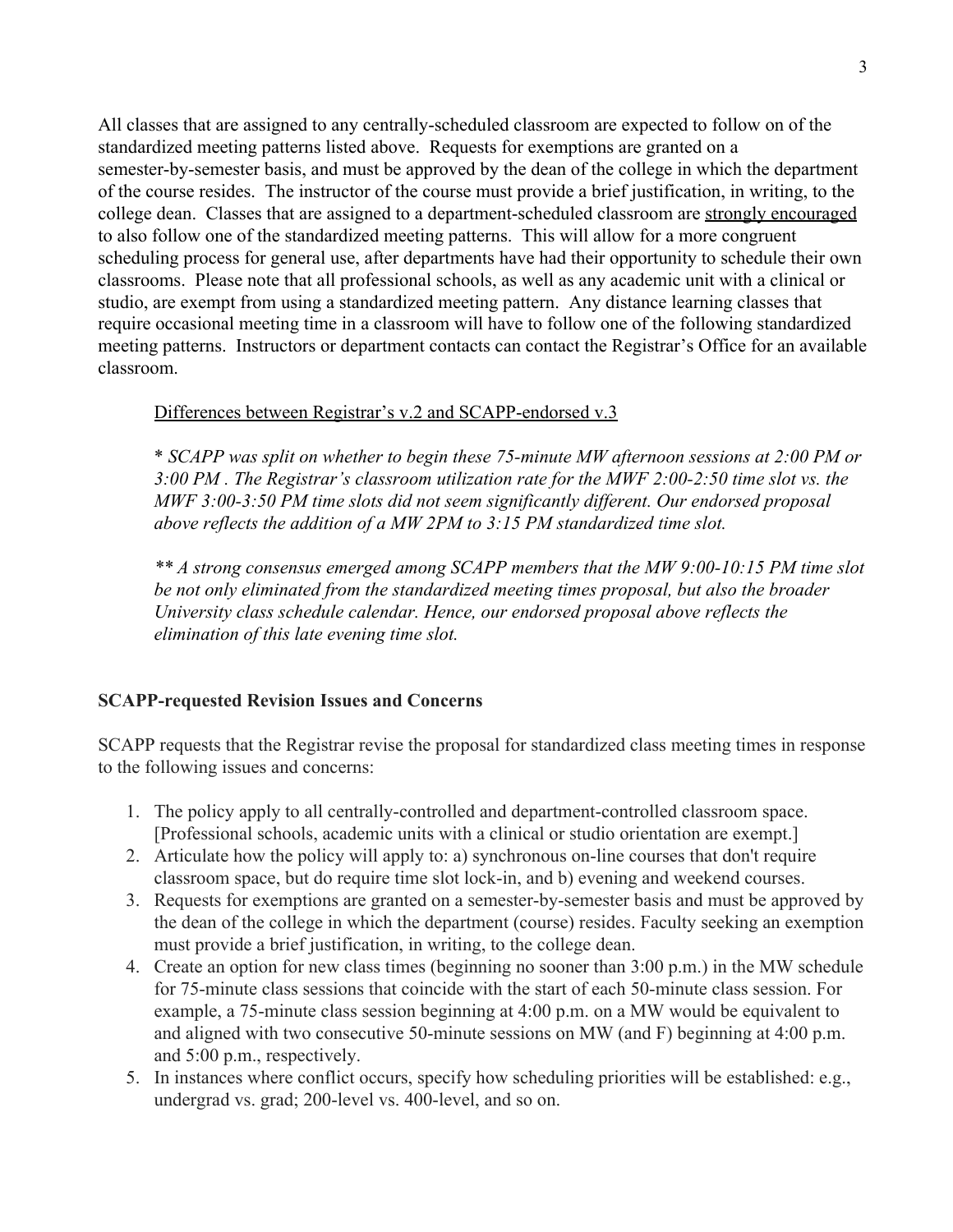All classes that are assigned to any centrally-scheduled classroom are expected to follow on of the standardized meeting patterns listed above. Requests for exemptions are granted on a semester-by-semester basis, and must be approved by the dean of the college in which the department of the course resides. The instructor of the course must provide a brief justification, in writing, to the college dean. Classes that are assigned to a department-scheduled classroom are <u>strongly encouraged</u> to also follow one of the standardized meeting patterns. This will allow for a more congruent scheduling process for general use, after departments have had their opportunity to schedule their own classrooms. Please note that all professional schools, as well as any academic unit with a clinical or studio, are exempt from using a standardized meeting pattern. Any distance learning classes that require occasional meeting time in a classroom will have to follow one of the following standardized meeting patterns. Instructors or department contacts can contact the Registrar's Office for an available classroom.

<u>Differences between Registrar's v.2 and SCAPP-endorsed v.3</u>

*\* SCAPP was split on whether to begin these 75-minute MW afternoon sessions at 2:00 PM or 3:00 PM . The Registrar's classroom utilization rate for the MWF 2:00-2:50 time slot vs. the MWF 3:00-3:50 PM time slots did not seem significantly different. Our endorsed proposal above reflects the addition of a MW 2PM to 3:15 PM standardized time slot.*

*\*\* A strong consensus emerged among SCAPP members that the MW 9:00-10:15 PM time slot be not only eliminated from the standardized meeting times proposal, but also the broader University class schedule calendar. Hence, our endorsed proposal above reflects the elimination of this late evening time slot.*

**SCAPP-requested Revision Issues and Concerns**

SCAPP requests that the Registrar revise the proposal for standardized class meeting times in response to the following issues and concerns:

1. The policy apply to all centrally-controlled and department-controlled classroom space. [Professional schools, academic units with a clinical or studio orientation are exempt.]
2. Articulate how the policy will apply to: a) synchronous on-line courses that don't require classroom space, but do require time slot lock-in, and b) evening and weekend courses.
3. Requests for exemptions are granted on a semester-by-semester basis and must be approved by the dean of the college in which the department (course) resides. Faculty seeking an exemption must provide a brief justification, in writing, to the college dean.
4. Create an option for new class times (beginning no sooner than 3:00 p.m.) in the MW schedule for 75-minute class sessions that coincide with the start of each 50-minute class session. For example, a 75-minute class session beginning at 4:00 p.m. on a MW would be equivalent to and aligned with two consecutive 50-minute sessions on MW (and F) beginning at 4:00 p.m. and 5:00 p.m., respectively.
5. In instances where conflict occurs, specify how scheduling priorities will be established: e.g., undergrad vs. grad; 200-level vs. 400-level, and so on.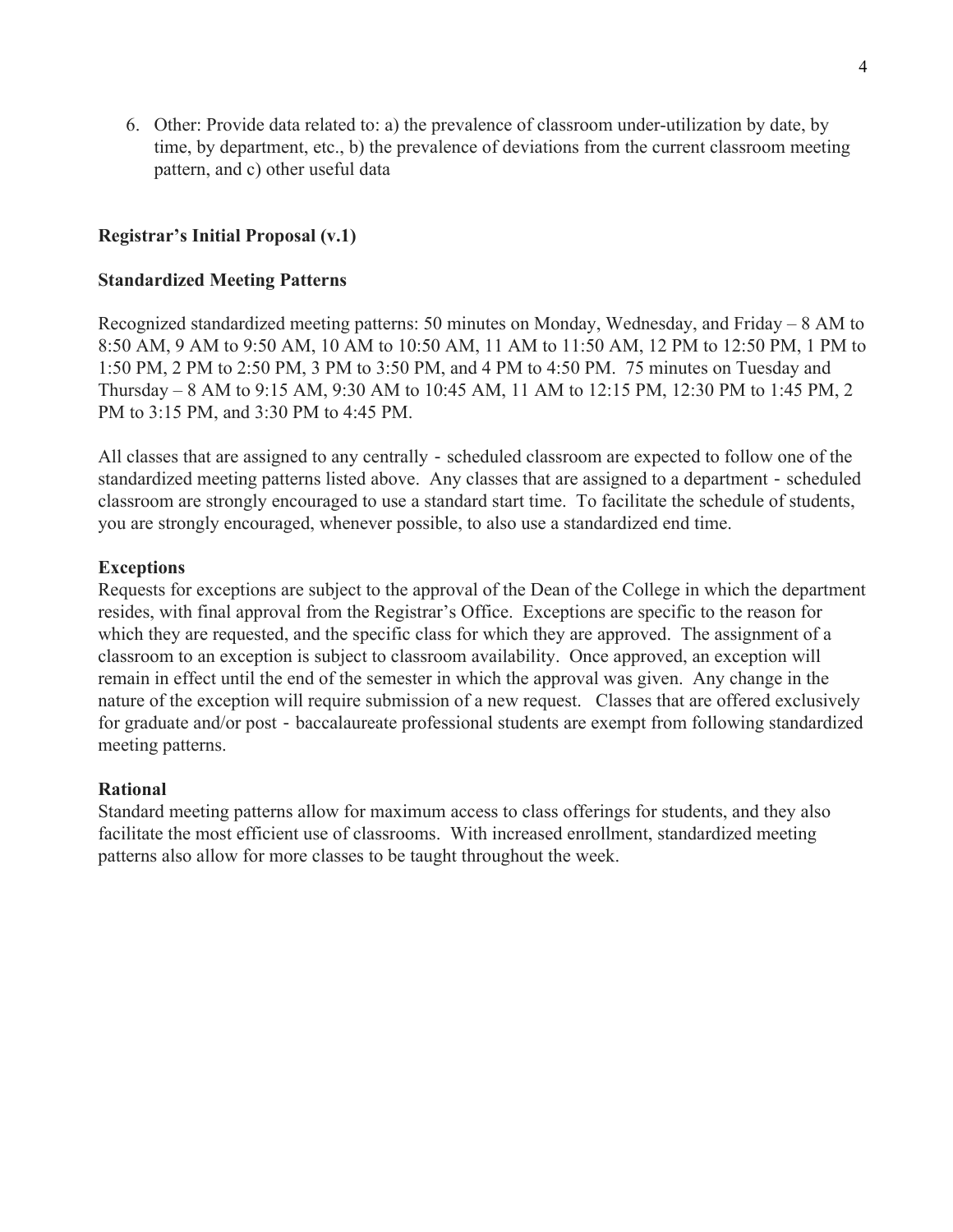6. Other: Provide data related to: a) the prevalence of classroom under-utilization by date, by time, by department, etc., b) the prevalence of deviations from the current classroom meeting pattern, and c) other useful data

**Registrar's Initial Proposal (v.1)**

**Standardized Meeting Patterns**

Recognized standardized meeting patterns: 50 minutes on Monday, Wednesday, and Friday – 8 AM to 8:50 AM, 9 AM to 9:50 AM, 10 AM to 10:50 AM, 11 AM to 11:50 AM, 12 PM to 12:50 PM, 1 PM to 1:50 PM, 2 PM to 2:50 PM, 3 PM to 3:50 PM, and 4 PM to 4:50 PM. 75 minutes on Tuesday and Thursday – 8 AM to 9:15 AM, 9:30 AM to 10:45 AM, 11 AM to 12:15 PM, 12:30 PM to 1:45 PM, 2 PM to 3:15 PM, and 3:30 PM to 4:45 PM.

All classes that are assigned to any centrally - scheduled classroom are expected to follow one of the standardized meeting patterns listed above. Any classes that are assigned to a department - scheduled classroom are strongly encouraged to use a standard start time. To facilitate the schedule of students, you are strongly encouraged, whenever possible, to also use a standardized end time.

**Exceptions**

Requests for exceptions are subject to the approval of the Dean of the College in which the department resides, with final approval from the Registrar's Office. Exceptions are specific to the reason for which they are requested, and the specific class for which they are approved. The assignment of a classroom to an exception is subject to classroom availability. Once approved, an exception will remain in effect until the end of the semester in which the approval was given. Any change in the nature of the exception will require submission of a new request. Classes that are offered exclusively for graduate and/or post - baccalaureate professional students are exempt from following standardized meeting patterns.

**Rational**

Standard meeting patterns allow for maximum access to class offerings for students, and they also facilitate the most efficient use of classrooms. With increased enrollment, standardized meeting patterns also allow for more classes to be taught throughout the week.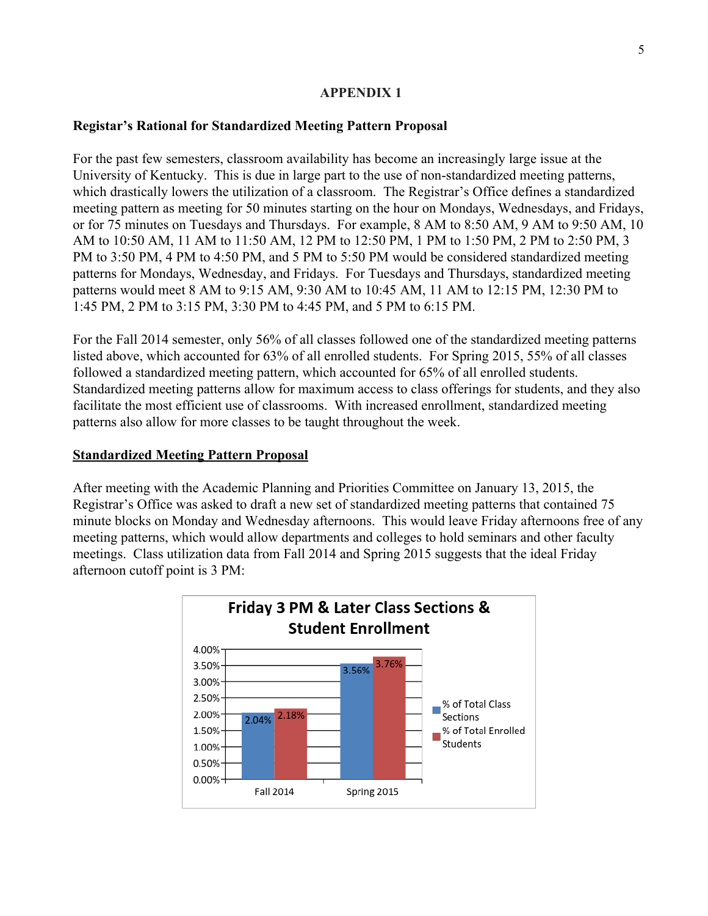## APPENDIX 1

**Registar's Rational for Standardized Meeting Pattern Proposal**

For the past few semesters, classroom availability has become an increasingly large issue at the University of Kentucky. This is due in large part to the use of non-standardized meeting patterns, which drastically lowers the utilization of a classroom. The Registrar's Office defines a standardized meeting pattern as meeting for 50 minutes starting on the hour on Mondays, Wednesdays, and Fridays, or for 75 minutes on Tuesdays and Thursdays. For example, 8 AM to 8:50 AM, 9 AM to 9:50 AM, 10 AM to 10:50 AM, 11 AM to 11:50 AM, 12 PM to 12:50 PM, 1 PM to 1:50 PM, 2 PM to 2:50 PM, 3 PM to 3:50 PM, 4 PM to 4:50 PM, and 5 PM to 5:50 PM would be considered standardized meeting patterns for Mondays, Wednesday, and Fridays. For Tuesdays and Thursdays, standardized meeting patterns would meet 8 AM to 9:15 AM, 9:30 AM to 10:45 AM, 11 AM to 12:15 PM, 12:30 PM to 1:45 PM, 2 PM to 3:15 PM, 3:30 PM to 4:45 PM, and 5 PM to 6:15 PM.

For the Fall 2014 semester, only 56% of all classes followed one of the standardized meeting patterns listed above, which accounted for 63% of all enrolled students. For Spring 2015, 55% of all classes followed a standardized meeting pattern, which accounted for 65% of all enrolled students. Standardized meeting patterns allow for maximum access to class offerings for students, and they also facilitate the most efficient use of classrooms. With increased enrollment, standardized meeting patterns also allow for more classes to be taught throughout the week.

**<u>Standardized Meeting Pattern Proposal</u>**

After meeting with the Academic Planning and Priorities Committee on January 13, 2015, the Registrar's Office was asked to draft a new set of standardized meeting patterns that contained 75 minute blocks on Monday and Wednesday afternoons. This would leave Friday afternoons free of any meeting patterns, which would allow departments and colleges to hold seminars and other faculty meetings. Class utilization data from Fall 2014 and Spring 2015 suggests that the ideal Friday afternoon cutoff point is 3 PM:

**Friday 3 PM & Later Class Sections & Student Enrollment**

| | % of Total Class Sections | % of Total Enrolled Students |
|---|---|---|
| Fall 2014 | 2.04% | 2.18% |
| Spring 2015 | 3.56% | 3.76% |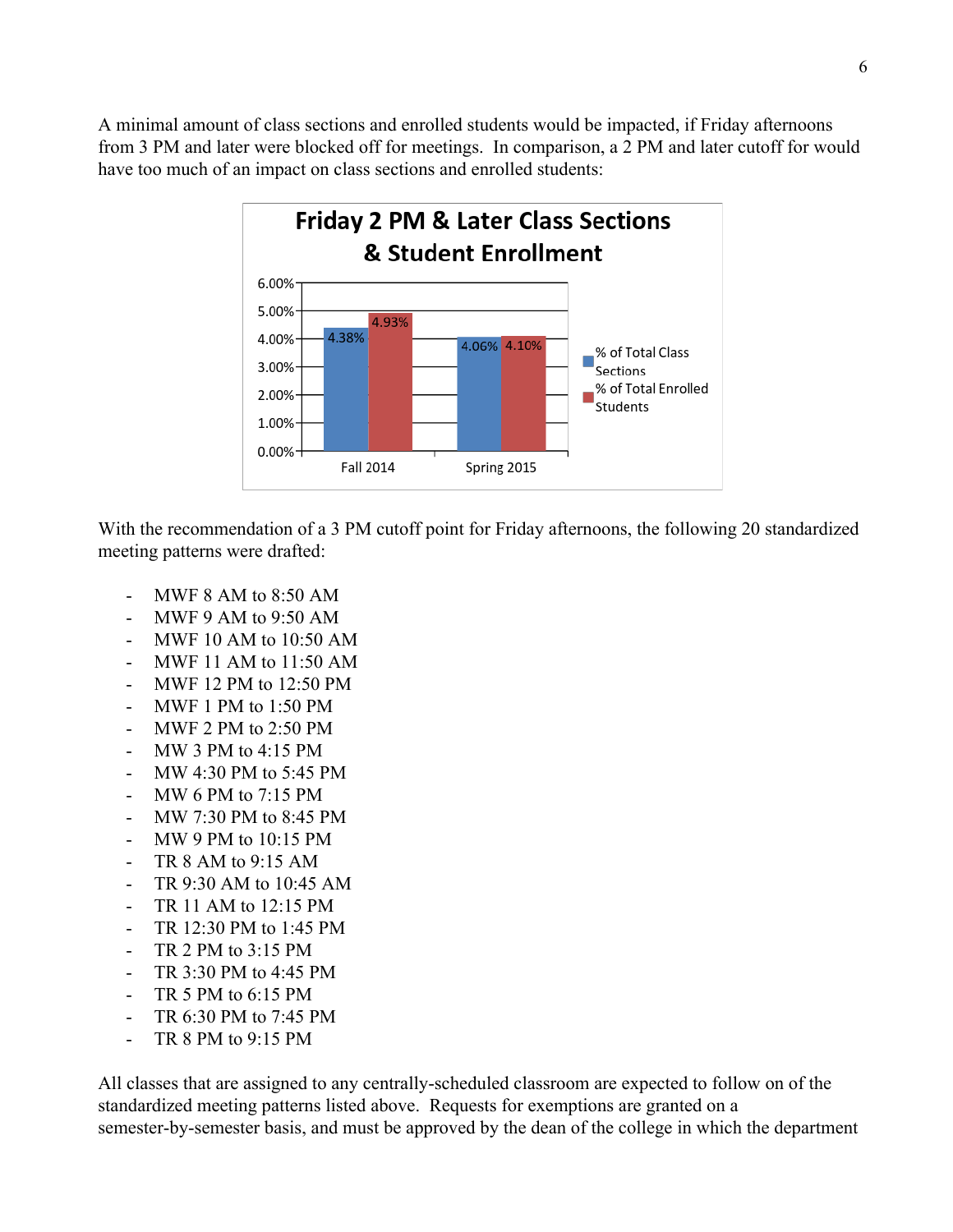A minimal amount of class sections and enrolled students would be impacted, if Friday afternoons from 3 PM and later were blocked off for meetings. In comparison, a 2 PM and later cutoff for would have too much of an impact on class sections and enrolled students:

**Friday 2 PM & Later Class Sections & Student Enrollment**

| | % of Total Class Sections | % of Total Enrolled Students |
|---|---|---|
| Fall 2014 | 4.38% | 4.93% |
| Spring 2015 | 4.06% | 4.10% |

With the recommendation of a 3 PM cutoff point for Friday afternoons, the following 20 standardized meeting patterns were drafted:

- MWF 8 AM to 8:50 AM
- MWF 9 AM to 9:50 AM
- MWF 10 AM to 10:50 AM
- MWF 11 AM to 11:50 AM
- MWF 12 PM to 12:50 PM
- MWF 1 PM to 1:50 PM
- MWF 2 PM to 2:50 PM
- MW 3 PM to 4:15 PM
- MW 4:30 PM to 5:45 PM
- MW 6 PM to 7:15 PM
- MW 7:30 PM to 8:45 PM
- MW 9 PM to 10:15 PM
- TR 8 AM to 9:15 AM
- TR 9:30 AM to 10:45 AM
- TR 11 AM to 12:15 PM
- TR 12:30 PM to 1:45 PM
- TR 2 PM to 3:15 PM
- TR 3:30 PM to 4:45 PM
- TR 5 PM to 6:15 PM
- TR 6:30 PM to 7:45 PM
- TR 8 PM to 9:15 PM

All classes that are assigned to any centrally-scheduled classroom are expected to follow on of the standardized meeting patterns listed above. Requests for exemptions are granted on a semester-by-semester basis, and must be approved by the dean of the college in which the department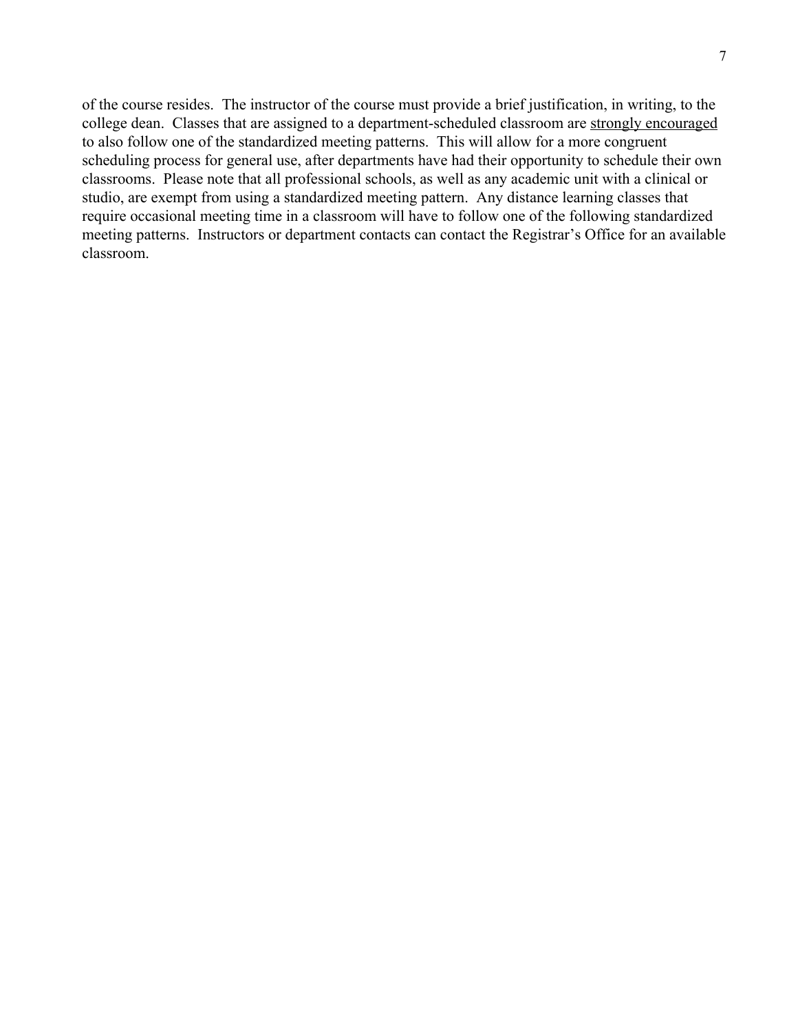of the course resides. The instructor of the course must provide a brief justification, in writing, to the college dean. Classes that are assigned to a department-scheduled classroom are <u>strongly encouraged</u> to also follow one of the standardized meeting patterns. This will allow for a more congruent scheduling process for general use, after departments have had their opportunity to schedule their own classrooms. Please note that all professional schools, as well as any academic unit with a clinical or studio, are exempt from using a standardized meeting pattern. Any distance learning classes that require occasional meeting time in a classroom will have to follow one of the following standardized meeting patterns. Instructors or department contacts can contact the Registrar's Office for an available classroom.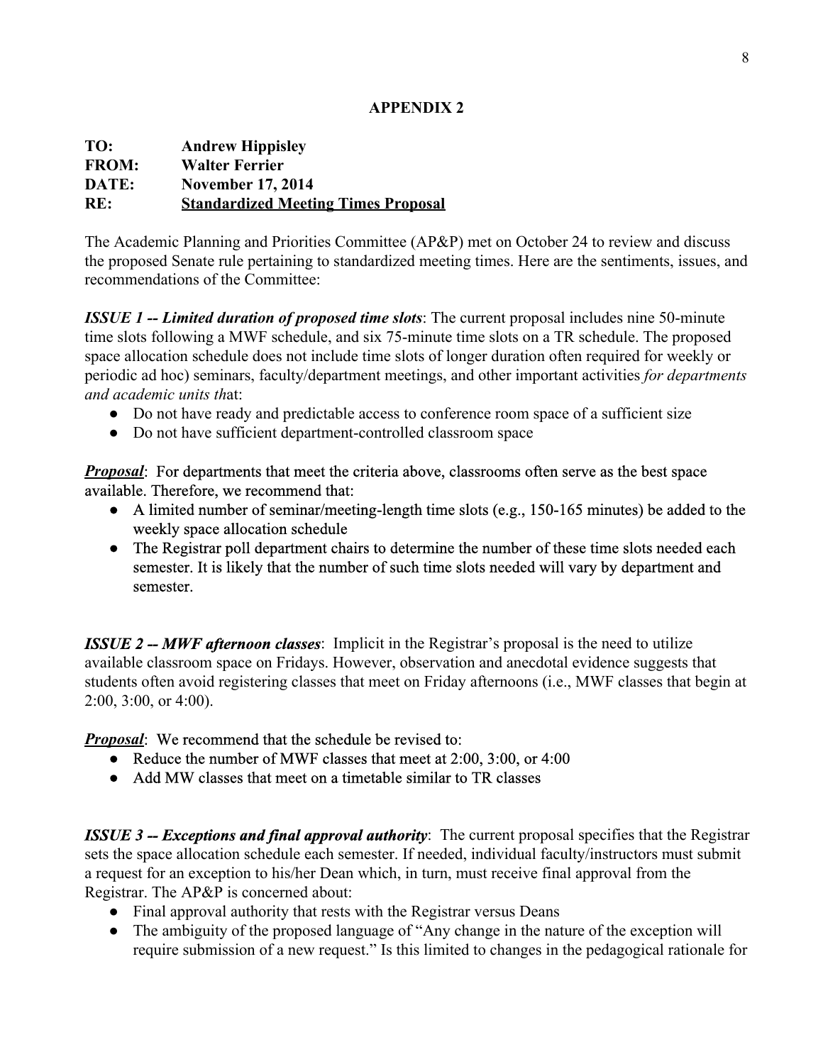## APPENDIX 2

**TO:** **Andrew Hippisley**
**FROM:** **Walter Ferrier**
**DATE:** **November 17, 2014**
**RE:** **<u>Standardized Meeting Times Proposal</u>**

The Academic Planning and Priorities Committee (AP&P) met on October 24 to review and discuss the proposed Senate rule pertaining to standardized meeting times. Here are the sentiments, issues, and recommendations of the Committee:

***ISSUE 1 -- Limited duration of proposed time slots***: The current proposal includes nine 50-minute time slots following a MWF schedule, and six 75-minute time slots on a TR schedule. The proposed space allocation schedule does not include time slots of longer duration often required for weekly or periodic ad hoc) seminars, faculty/department meetings, and other important activities *for departments and academic units th*at:

- Do not have ready and predictable access to conference room space of a sufficient size
- Do not have sufficient department-controlled classroom space

***<u>Proposal</u>***: For departments that meet the criteria above, classrooms often serve as the best space available. Therefore, we recommend that:

- A limited number of seminar/meeting-length time slots (e.g., 150-165 minutes) be added to the weekly space allocation schedule
- The Registrar poll department chairs to determine the number of these time slots needed each semester. It is likely that the number of such time slots needed will vary by department and semester.

***ISSUE 2 -- MWF afternoon classes***: Implicit in the Registrar's proposal is the need to utilize available classroom space on Fridays. However, observation and anecdotal evidence suggests that students often avoid registering classes that meet on Friday afternoons (i.e., MWF classes that begin at 2:00, 3:00, or 4:00).

***<u>Proposal</u>***: We recommend that the schedule be revised to:

- Reduce the number of MWF classes that meet at 2:00, 3:00, or 4:00
- Add MW classes that meet on a timetable similar to TR classes

***ISSUE 3 -- Exceptions and final approval authority***: The current proposal specifies that the Registrar sets the space allocation schedule each semester. If needed, individual faculty/instructors must submit a request for an exception to his/her Dean which, in turn, must receive final approval from the Registrar. The AP&P is concerned about:

- Final approval authority that rests with the Registrar versus Deans
- The ambiguity of the proposed language of "Any change in the nature of the exception will require submission of a new request." Is this limited to changes in the pedagogical rationale for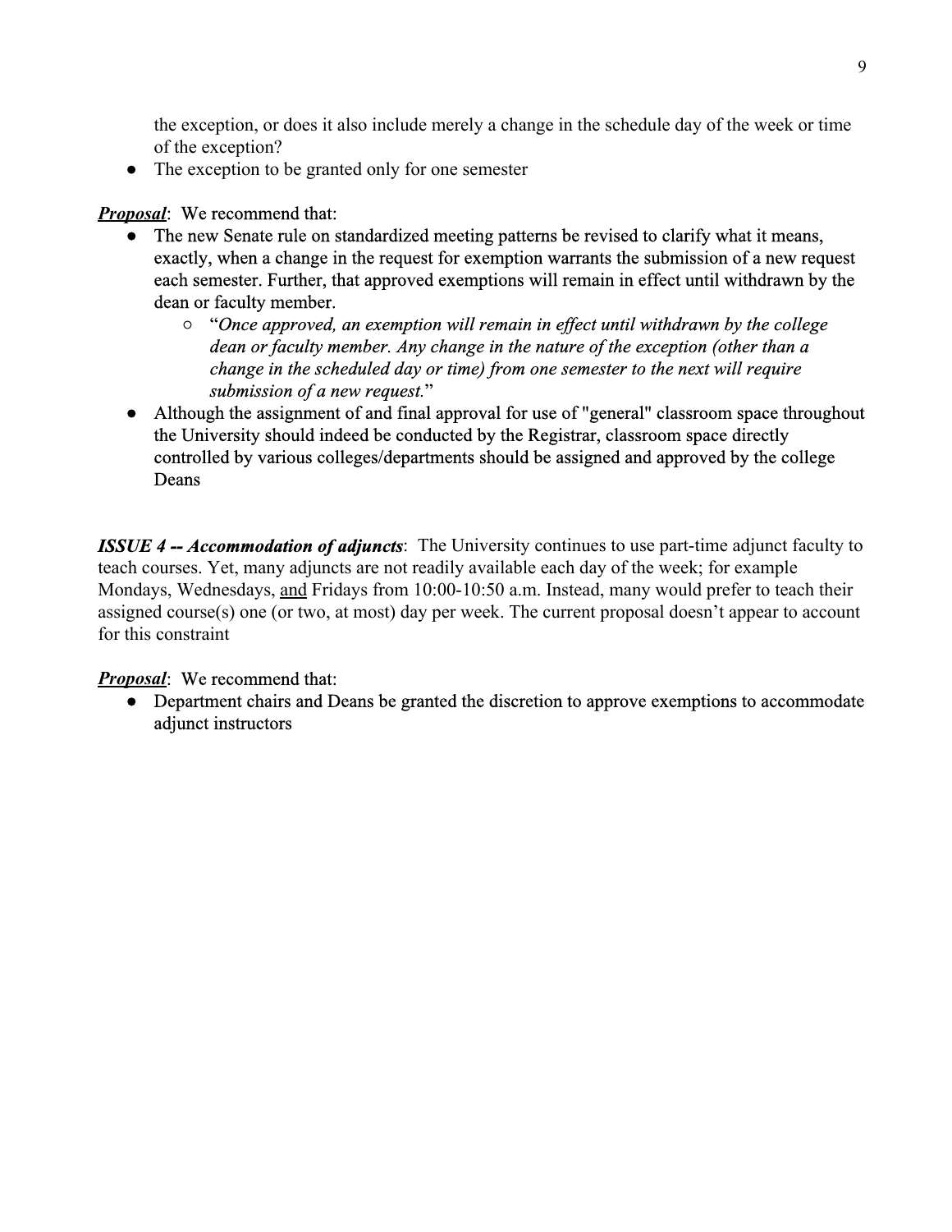the exception, or does it also include merely a change in the schedule day of the week or time of the exception?

- The exception to be granted only for one semester

***Proposal***: We recommend that:

- The new Senate rule on standardized meeting patterns be revised to clarify what it means, exactly, when a change in the request for exemption warrants the submission of a new request each semester. Further, that approved exemptions will remain in effect until withdrawn by the dean or faculty member.
    - "*Once approved, an exemption will remain in effect until withdrawn by the college dean or faculty member. Any change in the nature of the exception (other than a change in the scheduled day or time) from one semester to the next will require submission of a new request.*"
- Although the assignment of and final approval for use of "general" classroom space throughout the University should indeed be conducted by the Registrar, classroom space directly controlled by various colleges/departments should be assigned and approved by the college Deans

***ISSUE 4 -- Accommodation of adjuncts***: The University continues to use part-time adjunct faculty to teach courses. Yet, many adjuncts are not readily available each day of the week; for example Mondays, Wednesdays, <u>and</u> Fridays from 10:00-10:50 a.m. Instead, many would prefer to teach their assigned course(s) one (or two, at most) day per week. The current proposal doesn't appear to account for this constraint

***Proposal***: We recommend that:

- Department chairs and Deans be granted the discretion to approve exemptions to accommodate adjunct instructors